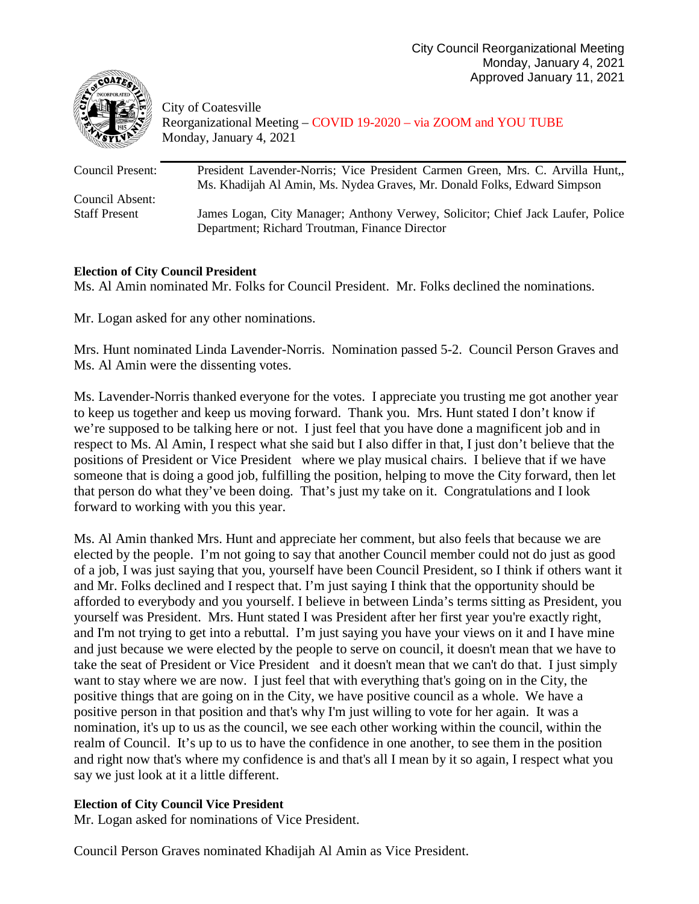City Council Reorganizational Meeting
Monday, January 4, 2021
Approved January 11, 2021

City of Coatesville
Reorganizational Meeting – COVID 19-2020 – via ZOOM and YOU TUBE
Monday, January 4, 2021

| | |
|---|---|
| Council Present: | President Lavender-Norris; Vice President Carmen Green, Mrs. C. Arvilla Hunt,, Ms. Khadijah Al Amin, Ms. Nydea Graves, Mr. Donald Folks, Edward Simpson |
| Council Absent: | |
| Staff Present | James Logan, City Manager; Anthony Verwey, Solicitor; Chief Jack Laufer, Police Department; Richard Troutman, Finance Director |

**Election of City Council President**

Ms. Al Amin nominated Mr. Folks for Council President. Mr. Folks declined the nominations.

Mr. Logan asked for any other nominations.

Mrs. Hunt nominated Linda Lavender-Norris. Nomination passed 5-2. Council Person Graves and Ms. Al Amin were the dissenting votes.

Ms. Lavender-Norris thanked everyone for the votes. I appreciate you trusting me got another year to keep us together and keep us moving forward. Thank you. Mrs. Hunt stated I don't know if we're supposed to be talking here or not. I just feel that you have done a magnificent job and in respect to Ms. Al Amin, I respect what she said but I also differ in that, I just don't believe that the positions of President or Vice President where we play musical chairs. I believe that if we have someone that is doing a good job, fulfilling the position, helping to move the City forward, then let that person do what they've been doing. That's just my take on it. Congratulations and I look forward to working with you this year.

Ms. Al Amin thanked Mrs. Hunt and appreciate her comment, but also feels that because we are elected by the people. I'm not going to say that another Council member could not do just as good of a job, I was just saying that you, yourself have been Council President, so I think if others want it and Mr. Folks declined and I respect that. I'm just saying I think that the opportunity should be afforded to everybody and you yourself. I believe in between Linda's terms sitting as President, you yourself was President. Mrs. Hunt stated I was President after her first year you're exactly right, and I'm not trying to get into a rebuttal. I'm just saying you have your views on it and I have mine and just because we were elected by the people to serve on council, it doesn't mean that we have to take the seat of President or Vice President and it doesn't mean that we can't do that. I just simply want to stay where we are now. I just feel that with everything that's going on in the City, the positive things that are going on in the City, we have positive council as a whole. We have a positive person in that position and that's why I'm just willing to vote for her again. It was a nomination, it's up to us as the council, we see each other working within the council, within the realm of Council. It's up to us to have the confidence in one another, to see them in the position and right now that's where my confidence is and that's all I mean by it so again, I respect what you say we just look at it a little different.

**Election of City Council Vice President**

Mr. Logan asked for nominations of Vice President.

Council Person Graves nominated Khadijah Al Amin as Vice President.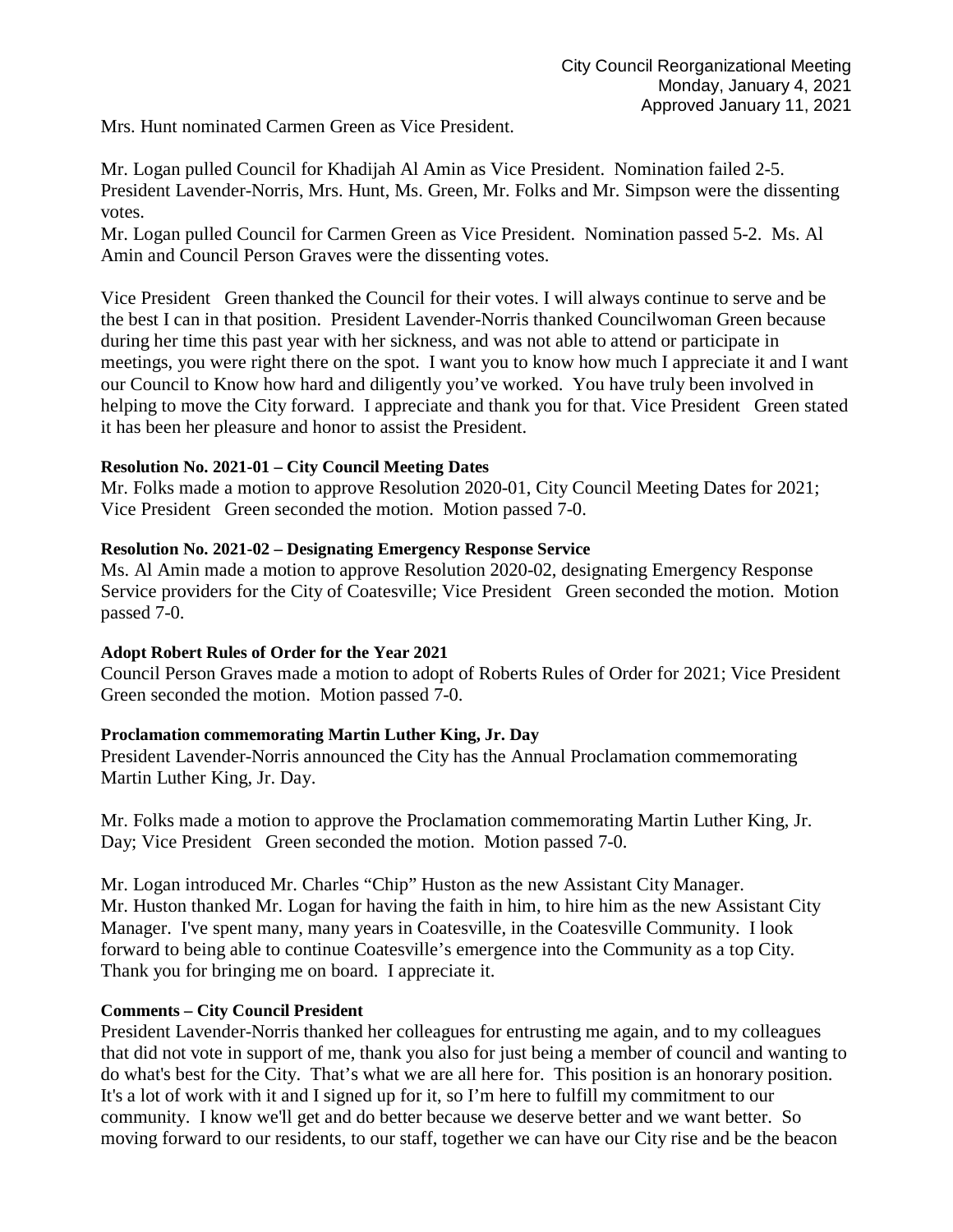Mrs. Hunt nominated Carmen Green as Vice President.

Mr. Logan pulled Council for Khadijah Al Amin as Vice President. Nomination failed 2-5. President Lavender-Norris, Mrs. Hunt, Ms. Green, Mr. Folks and Mr. Simpson were the dissenting votes.
Mr. Logan pulled Council for Carmen Green as Vice President. Nomination passed 5-2. Ms. Al Amin and Council Person Graves were the dissenting votes.

Vice President Green thanked the Council for their votes. I will always continue to serve and be the best I can in that position. President Lavender-Norris thanked Councilwoman Green because during her time this past year with her sickness, and was not able to attend or participate in meetings, you were right there on the spot. I want you to know how much I appreciate it and I want our Council to Know how hard and diligently you've worked. You have truly been involved in helping to move the City forward. I appreciate and thank you for that. Vice President Green stated it has been her pleasure and honor to assist the President.

**Resolution No. 2021-01 – City Council Meeting Dates**
Mr. Folks made a motion to approve Resolution 2020-01, City Council Meeting Dates for 2021; Vice President Green seconded the motion. Motion passed 7-0.

**Resolution No. 2021-02 – Designating Emergency Response Service**
Ms. Al Amin made a motion to approve Resolution 2020-02, designating Emergency Response Service providers for the City of Coatesville; Vice President Green seconded the motion. Motion passed 7-0.

**Adopt Robert Rules of Order for the Year 2021**
Council Person Graves made a motion to adopt of Roberts Rules of Order for 2021; Vice President Green seconded the motion. Motion passed 7-0.

**Proclamation commemorating Martin Luther King, Jr. Day**
President Lavender-Norris announced the City has the Annual Proclamation commemorating Martin Luther King, Jr. Day.

Mr. Folks made a motion to approve the Proclamation commemorating Martin Luther King, Jr. Day; Vice President Green seconded the motion. Motion passed 7-0.

Mr. Logan introduced Mr. Charles "Chip" Huston as the new Assistant City Manager.
Mr. Huston thanked Mr. Logan for having the faith in him, to hire him as the new Assistant City Manager. I've spent many, many years in Coatesville, in the Coatesville Community. I look forward to being able to continue Coatesville's emergence into the Community as a top City. Thank you for bringing me on board. I appreciate it.

**Comments – City Council President**
President Lavender-Norris thanked her colleagues for entrusting me again, and to my colleagues that did not vote in support of me, thank you also for just being a member of council and wanting to do what's best for the City. That's what we are all here for. This position is an honorary position. It's a lot of work with it and I signed up for it, so I'm here to fulfill my commitment to our community. I know we'll get and do better because we deserve better and we want better. So moving forward to our residents, to our staff, together we can have our City rise and be the beacon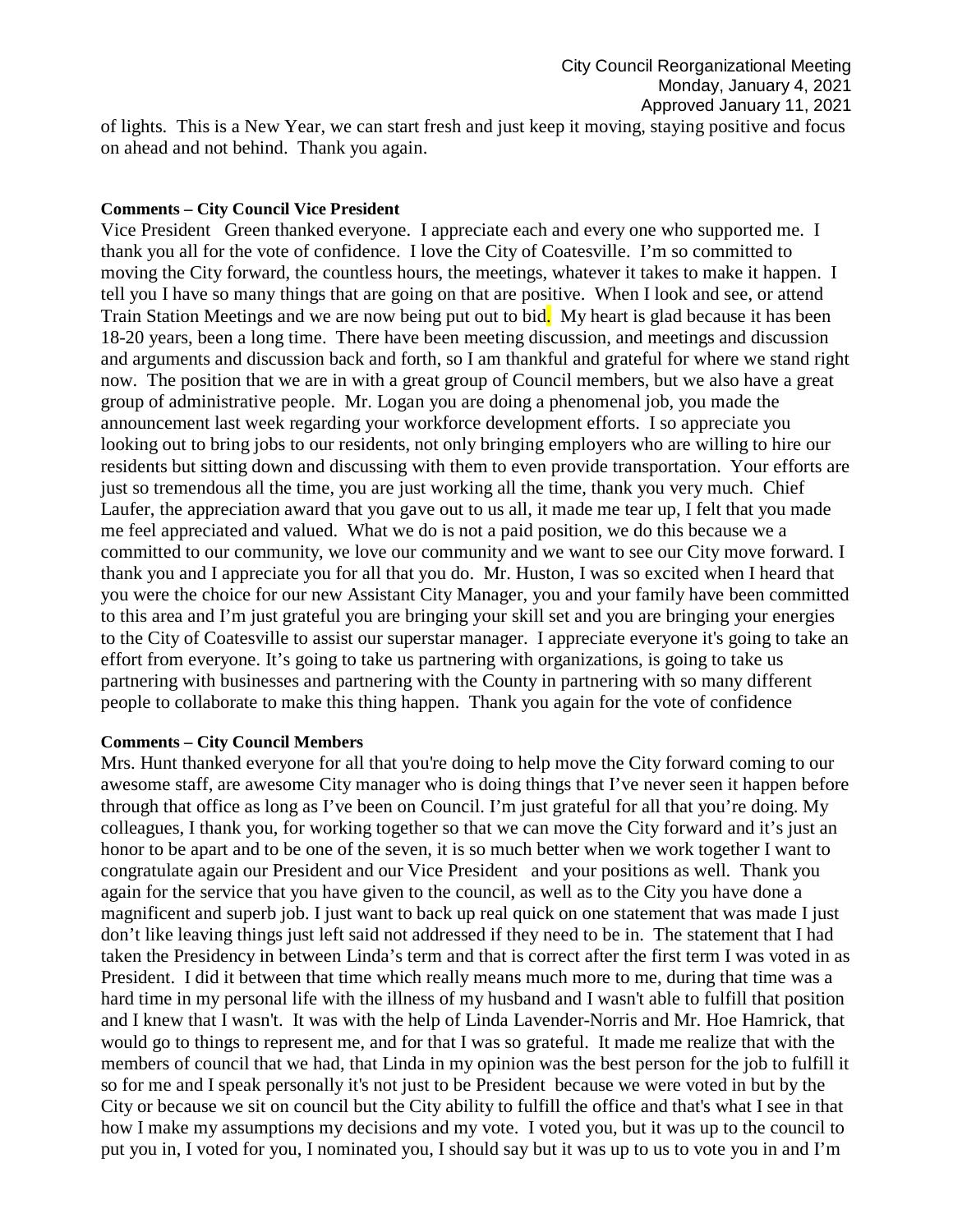of lights. This is a New Year, we can start fresh and just keep it moving, staying positive and focus on ahead and not behind. Thank you again.

**Comments – City Council Vice President**

Vice President Green thanked everyone. I appreciate each and every one who supported me. I thank you all for the vote of confidence. I love the City of Coatesville. I'm so committed to moving the City forward, the countless hours, the meetings, whatever it takes to make it happen. I tell you I have so many things that are going on that are positive. When I look and see, or attend Train Station Meetings and we are now being put out to bid. My heart is glad because it has been 18-20 years, been a long time. There have been meeting discussion, and meetings and discussion and arguments and discussion back and forth, so I am thankful and grateful for where we stand right now. The position that we are in with a great group of Council members, but we also have a great group of administrative people. Mr. Logan you are doing a phenomenal job, you made the announcement last week regarding your workforce development efforts. I so appreciate you looking out to bring jobs to our residents, not only bringing employers who are willing to hire our residents but sitting down and discussing with them to even provide transportation. Your efforts are just so tremendous all the time, you are just working all the time, thank you very much. Chief Laufer, the appreciation award that you gave out to us all, it made me tear up, I felt that you made me feel appreciated and valued. What we do is not a paid position, we do this because we a committed to our community, we love our community and we want to see our City move forward. I thank you and I appreciate you for all that you do. Mr. Huston, I was so excited when I heard that you were the choice for our new Assistant City Manager, you and your family have been committed to this area and I'm just grateful you are bringing your skill set and you are bringing your energies to the City of Coatesville to assist our superstar manager. I appreciate everyone it's going to take an effort from everyone. It's going to take us partnering with organizations, is going to take us partnering with businesses and partnering with the County in partnering with so many different people to collaborate to make this thing happen. Thank you again for the vote of confidence

**Comments – City Council Members**

Mrs. Hunt thanked everyone for all that you're doing to help move the City forward coming to our awesome staff, are awesome City manager who is doing things that I've never seen it happen before through that office as long as I've been on Council. I'm just grateful for all that you're doing. My colleagues, I thank you, for working together so that we can move the City forward and it's just an honor to be apart and to be one of the seven, it is so much better when we work together I want to congratulate again our President and our Vice President and your positions as well. Thank you again for the service that you have given to the council, as well as to the City you have done a magnificent and superb job. I just want to back up real quick on one statement that was made I just don't like leaving things just left said not addressed if they need to be in. The statement that I had taken the Presidency in between Linda's term and that is correct after the first term I was voted in as President. I did it between that time which really means much more to me, during that time was a hard time in my personal life with the illness of my husband and I wasn't able to fulfill that position and I knew that I wasn't. It was with the help of Linda Lavender-Norris and Mr. Hoe Hamrick, that would go to things to represent me, and for that I was so grateful. It made me realize that with the members of council that we had, that Linda in my opinion was the best person for the job to fulfill it so for me and I speak personally it's not just to be President because we were voted in but by the City or because we sit on council but the City ability to fulfill the office and that's what I see in that how I make my assumptions my decisions and my vote. I voted you, but it was up to the council to put you in, I voted for you, I nominated you, I should say but it was up to us to vote you in and I'm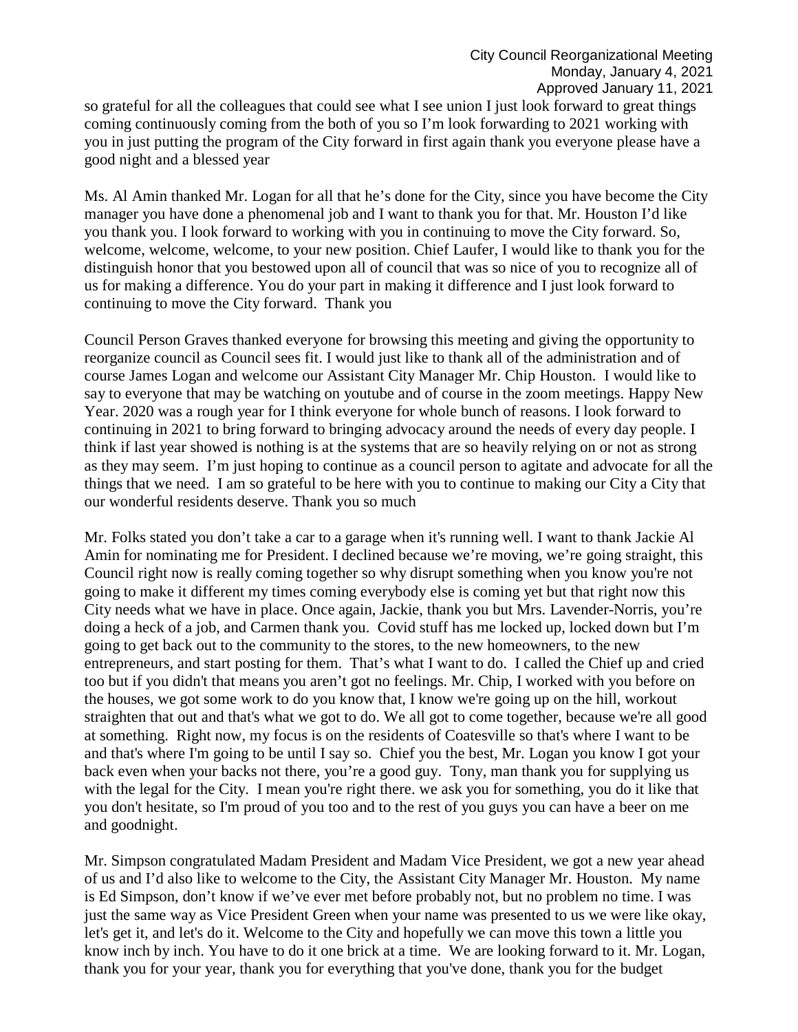so grateful for all the colleagues that could see what I see union I just look forward to great things coming continuously coming from the both of you so I'm look forwarding to 2021 working with you in just putting the program of the City forward in first again thank you everyone please have a good night and a blessed year

Ms. Al Amin thanked Mr. Logan for all that he's done for the City, since you have become the City manager you have done a phenomenal job and I want to thank you for that. Mr. Houston I'd like you thank you. I look forward to working with you in continuing to move the City forward. So, welcome, welcome, welcome, to your new position. Chief Laufer, I would like to thank you for the distinguish honor that you bestowed upon all of council that was so nice of you to recognize all of us for making a difference. You do your part in making it difference and I just look forward to continuing to move the City forward. Thank you

Council Person Graves thanked everyone for browsing this meeting and giving the opportunity to reorganize council as Council sees fit. I would just like to thank all of the administration and of course James Logan and welcome our Assistant City Manager Mr. Chip Houston. I would like to say to everyone that may be watching on youtube and of course in the zoom meetings. Happy New Year. 2020 was a rough year for I think everyone for whole bunch of reasons. I look forward to continuing in 2021 to bring forward to bringing advocacy around the needs of every day people. I think if last year showed is nothing is at the systems that are so heavily relying on or not as strong as they may seem. I'm just hoping to continue as a council person to agitate and advocate for all the things that we need. I am so grateful to be here with you to continue to making our City a City that our wonderful residents deserve. Thank you so much

Mr. Folks stated you don't take a car to a garage when it's running well. I want to thank Jackie Al Amin for nominating me for President. I declined because we're moving, we're going straight, this Council right now is really coming together so why disrupt something when you know you're not going to make it different my times coming everybody else is coming yet but that right now this City needs what we have in place. Once again, Jackie, thank you but Mrs. Lavender-Norris, you're doing a heck of a job, and Carmen thank you. Covid stuff has me locked up, locked down but I'm going to get back out to the community to the stores, to the new homeowners, to the new entrepreneurs, and start posting for them. That's what I want to do. I called the Chief up and cried too but if you didn't that means you aren't got no feelings. Mr. Chip, I worked with you before on the houses, we got some work to do you know that, I know we're going up on the hill, workout straighten that out and that's what we got to do. We all got to come together, because we're all good at something. Right now, my focus is on the residents of Coatesville so that's where I want to be and that's where I'm going to be until I say so. Chief you the best, Mr. Logan you know I got your back even when your backs not there, you're a good guy. Tony, man thank you for supplying us with the legal for the City. I mean you're right there. we ask you for something, you do it like that you don't hesitate, so I'm proud of you too and to the rest of you guys you can have a beer on me and goodnight.

Mr. Simpson congratulated Madam President and Madam Vice President, we got a new year ahead of us and I'd also like to welcome to the City, the Assistant City Manager Mr. Houston. My name is Ed Simpson, don't know if we've ever met before probably not, but no problem no time. I was just the same way as Vice President Green when your name was presented to us we were like okay, let's get it, and let's do it. Welcome to the City and hopefully we can move this town a little you know inch by inch. You have to do it one brick at a time. We are looking forward to it. Mr. Logan, thank you for your year, thank you for everything that you've done, thank you for the budget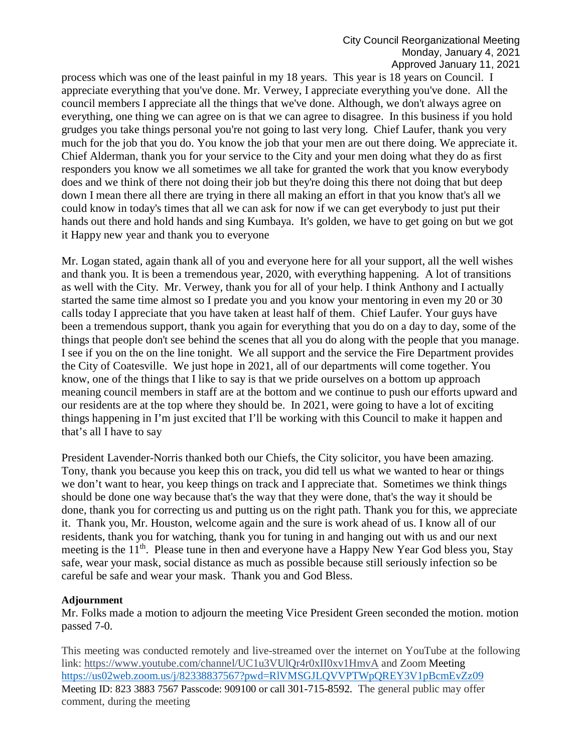process which was one of the least painful in my 18 years. This year is 18 years on Council. I appreciate everything that you've done. Mr. Verwey, I appreciate everything you've done. All the council members I appreciate all the things that we've done. Although, we don't always agree on everything, one thing we can agree on is that we can agree to disagree. In this business if you hold grudges you take things personal you're not going to last very long. Chief Laufer, thank you very much for the job that you do. You know the job that your men are out there doing. We appreciate it. Chief Alderman, thank you for your service to the City and your men doing what they do as first responders you know we all sometimes we all take for granted the work that you know everybody does and we think of there not doing their job but they're doing this there not doing that but deep down I mean there all there are trying in there all making an effort in that you know that's all we could know in today's times that all we can ask for now if we can get everybody to just put their hands out there and hold hands and sing Kumbaya. It's golden, we have to get going on but we got it Happy new year and thank you to everyone

Mr. Logan stated, again thank all of you and everyone here for all your support, all the well wishes and thank you. It is been a tremendous year, 2020, with everything happening. A lot of transitions as well with the City. Mr. Verwey, thank you for all of your help. I think Anthony and I actually started the same time almost so I predate you and you know your mentoring in even my 20 or 30 calls today I appreciate that you have taken at least half of them. Chief Laufer. Your guys have been a tremendous support, thank you again for everything that you do on a day to day, some of the things that people don't see behind the scenes that all you do along with the people that you manage. I see if you on the on the line tonight. We all support and the service the Fire Department provides the City of Coatesville. We just hope in 2021, all of our departments will come together. You know, one of the things that I like to say is that we pride ourselves on a bottom up approach meaning council members in staff are at the bottom and we continue to push our efforts upward and our residents are at the top where they should be. In 2021, were going to have a lot of exciting things happening in I'm just excited that I'll be working with this Council to make it happen and that's all I have to say

President Lavender-Norris thanked both our Chiefs, the City solicitor, you have been amazing. Tony, thank you because you keep this on track, you did tell us what we wanted to hear or things we don't want to hear, you keep things on track and I appreciate that. Sometimes we think things should be done one way because that's the way that they were done, that's the way it should be done, thank you for correcting us and putting us on the right path. Thank you for this, we appreciate it. Thank you, Mr. Houston, welcome again and the sure is work ahead of us. I know all of our residents, thank you for watching, thank you for tuning in and hanging out with us and our next meeting is the 11th. Please tune in then and everyone have a Happy New Year God bless you, Stay safe, wear your mask, social distance as much as possible because still seriously infection so be careful be safe and wear your mask. Thank you and God Bless.

**Adjournment**

Mr. Folks made a motion to adjourn the meeting Vice President Green seconded the motion. motion passed 7-0.

This meeting was conducted remotely and live-streamed over the internet on YouTube at the following link: https://www.youtube.com/channel/UC1u3VUlQr4r0xII0xv1HmvA and Zoom Meeting https://us02web.zoom.us/j/82338837567?pwd=RlVMSGJLQVVPTWpQREY3V1pBcmEvZz09 Meeting ID: 823 3883 7567 Passcode: 909100 or call 301-715-8592. The general public may offer comment, during the meeting